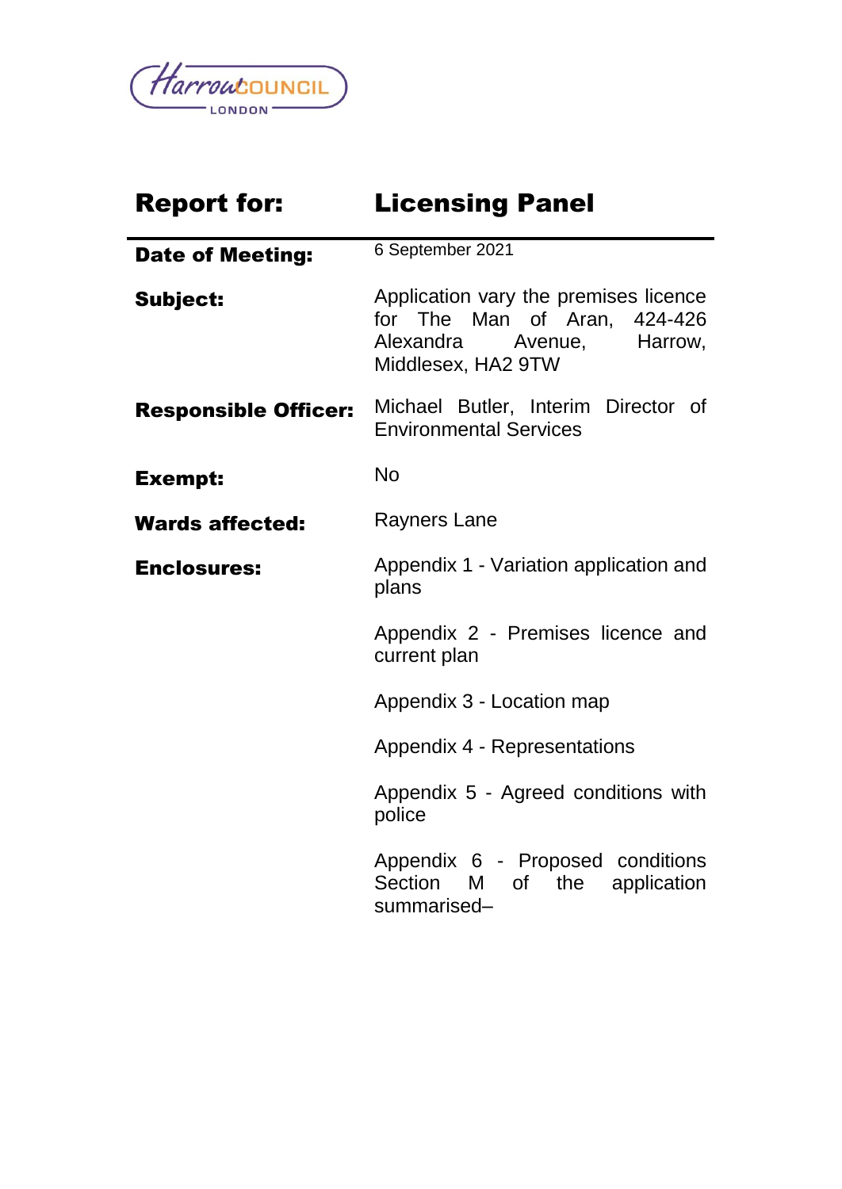Harrow COUNCIL LONDON

| **Report for:** | **Licensing Panel** |
|---|---|
| **Date of Meeting:** | 6 September 2021 |
| **Subject:** | Application vary the premises licence for The Man of Aran, 424-426 Alexandra Avenue, Harrow, Middlesex, HA2 9TW |
| **Responsible Officer:** | Michael Butler, Interim Director of Environmental Services |
| **Exempt:** | No |
| **Wards affected:** | Rayners Lane |
| **Enclosures:** | Appendix 1 - Variation application and plans<br><br>Appendix 2 - Premises licence and current plan<br><br>Appendix 3 - Location map<br><br>Appendix 4 - Representations<br><br>Appendix 5 - Agreed conditions with police<br><br>Appendix 6 - Proposed conditions Section M of the application summarised– |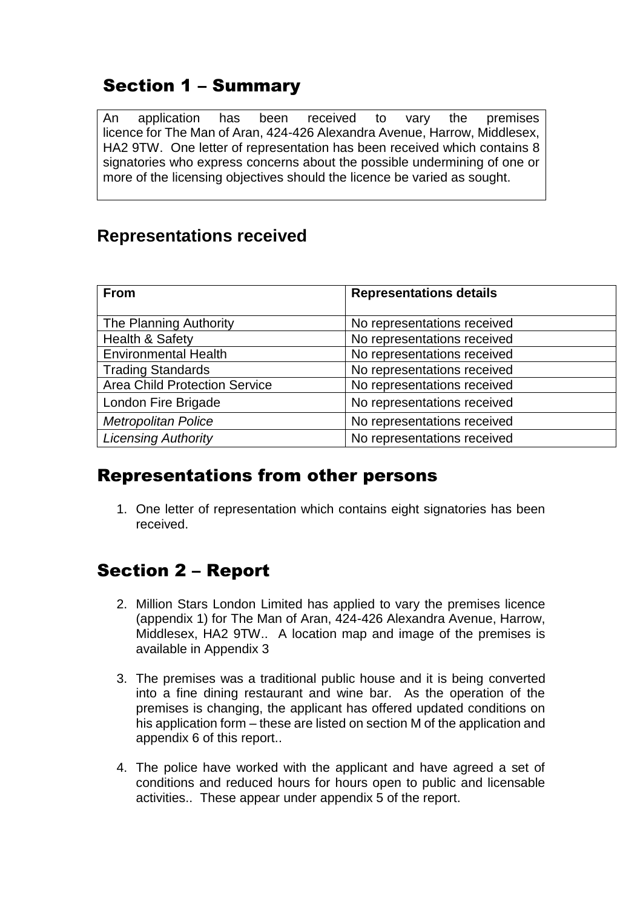## Section 1 – Summary

An application has been received to vary the premises licence for The Man of Aran, 424-426 Alexandra Avenue, Harrow, Middlesex, HA2 9TW. One letter of representation has been received which contains 8 signatories who express concerns about the possible undermining of one or more of the licensing objectives should the licence be varied as sought.

### Representations received

| From | Representations details |
|---|---|
| The Planning Authority | No representations received |
| Health & Safety | No representations received |
| Environmental Health | No representations received |
| Trading Standards | No representations received |
| Area Child Protection Service | No representations received |
| London Fire Brigade | No representations received |
| *Metropolitan Police* | No representations received |
| *Licensing Authority* | No representations received |

## Representations from other persons

1. One letter of representation which contains eight signatories has been received.

## Section 2 – Report

2. Million Stars London Limited has applied to vary the premises licence (appendix 1) for The Man of Aran, 424-426 Alexandra Avenue, Harrow, Middlesex, HA2 9TW.. A location map and image of the premises is available in Appendix 3

3. The premises was a traditional public house and it is being converted into a fine dining restaurant and wine bar. As the operation of the premises is changing, the applicant has offered updated conditions on his application form – these are listed on section M of the application and appendix 6 of this report..

4. The police have worked with the applicant and have agreed a set of conditions and reduced hours for hours open to public and licensable activities.. These appear under appendix 5 of the report.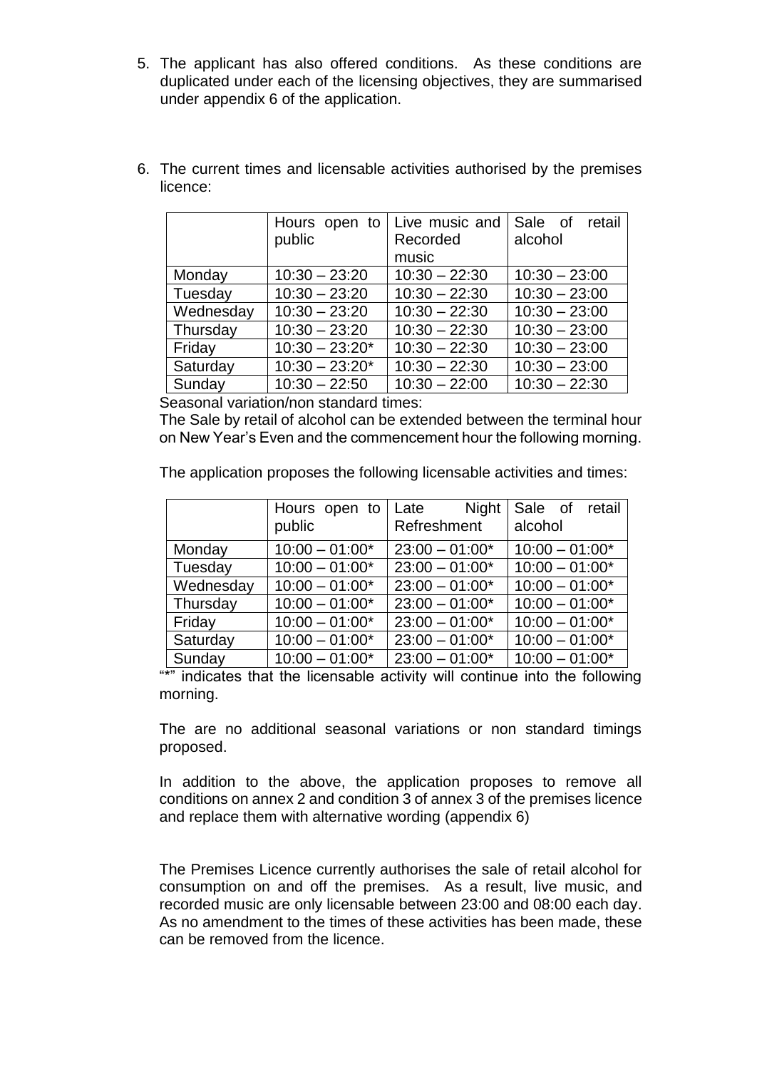5. The applicant has also offered conditions. As these conditions are duplicated under each of the licensing objectives, they are summarised under appendix 6 of the application.

6. The current times and licensable activities authorised by the premises licence:

| | Hours open to public | Live music and Recorded music | Sale of retail alcohol |
|---|---|---|---|
| Monday | 10:30 – 23:20 | 10:30 – 22:30 | 10:30 – 23:00 |
| Tuesday | 10:30 – 23:20 | 10:30 – 22:30 | 10:30 – 23:00 |
| Wednesday | 10:30 – 23:20 | 10:30 – 22:30 | 10:30 – 23:00 |
| Thursday | 10:30 – 23:20 | 10:30 – 22:30 | 10:30 – 23:00 |
| Friday | 10:30 – 23:20* | 10:30 – 22:30 | 10:30 – 23:00 |
| Saturday | 10:30 – 23:20* | 10:30 – 22:30 | 10:30 – 23:00 |
| Sunday | 10:30 – 22:50 | 10:30 – 22:00 | 10:30 – 22:30 |

Seasonal variation/non standard times:
The Sale by retail of alcohol can be extended between the terminal hour on New Year's Even and the commencement hour the following morning.

The application proposes the following licensable activities and times:

| | Hours open to public | Late Night Refreshment | Sale of retail alcohol |
|---|---|---|---|
| Monday | 10:00 – 01:00* | 23:00 – 01:00* | 10:00 – 01:00* |
| Tuesday | 10:00 – 01:00* | 23:00 – 01:00* | 10:00 – 01:00* |
| Wednesday | 10:00 – 01:00* | 23:00 – 01:00* | 10:00 – 01:00* |
| Thursday | 10:00 – 01:00* | 23:00 – 01:00* | 10:00 – 01:00* |
| Friday | 10:00 – 01:00* | 23:00 – 01:00* | 10:00 – 01:00* |
| Saturday | 10:00 – 01:00* | 23:00 – 01:00* | 10:00 – 01:00* |
| Sunday | 10:00 – 01:00* | 23:00 – 01:00* | 10:00 – 01:00* |

"*" indicates that the licensable activity will continue into the following morning.

The are no additional seasonal variations or non standard timings proposed.

In addition to the above, the application proposes to remove all conditions on annex 2 and condition 3 of annex 3 of the premises licence and replace them with alternative wording (appendix 6)

The Premises Licence currently authorises the sale of retail alcohol for consumption on and off the premises. As a result, live music, and recorded music are only licensable between 23:00 and 08:00 each day. As no amendment to the times of these activities has been made, these can be removed from the licence.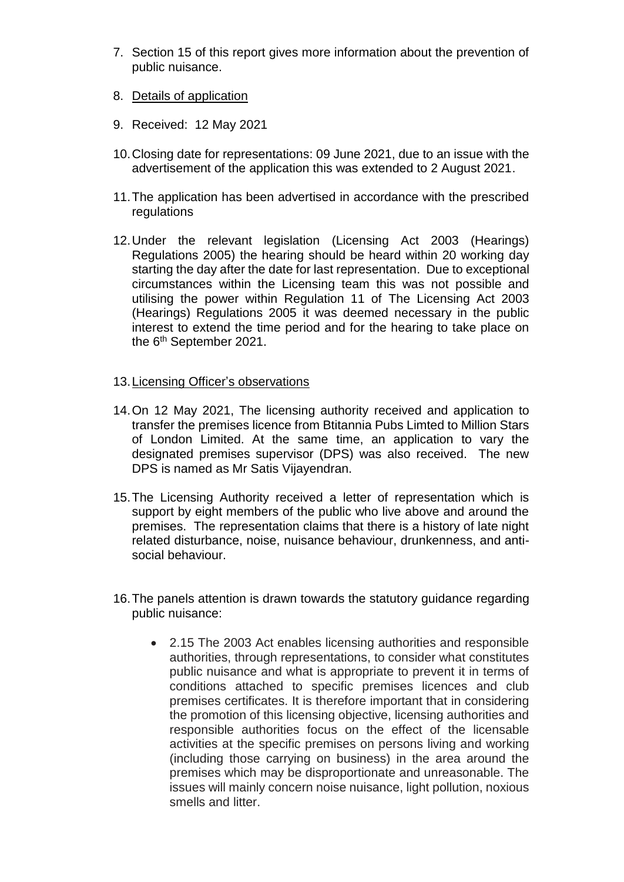7. Section 15 of this report gives more information about the prevention of public nuisance.

8. Details of application

9. Received: 12 May 2021

10. Closing date for representations: 09 June 2021, due to an issue with the advertisement of the application this was extended to 2 August 2021.

11. The application has been advertised in accordance with the prescribed regulations

12. Under the relevant legislation (Licensing Act 2003 (Hearings) Regulations 2005) the hearing should be heard within 20 working day starting the day after the date for last representation. Due to exceptional circumstances within the Licensing team this was not possible and utilising the power within Regulation 11 of The Licensing Act 2003 (Hearings) Regulations 2005 it was deemed necessary in the public interest to extend the time period and for the hearing to take place on the 6th September 2021.

13. Licensing Officer's observations

14. On 12 May 2021, The licensing authority received and application to transfer the premises licence from Btitannia Pubs Limted to Million Stars of London Limited. At the same time, an application to vary the designated premises supervisor (DPS) was also received. The new DPS is named as Mr Satis Vijayendran.

15. The Licensing Authority received a letter of representation which is support by eight members of the public who live above and around the premises. The representation claims that there is a history of late night related disturbance, noise, nuisance behaviour, drunkenness, and anti-social behaviour.

16. The panels attention is drawn towards the statutory guidance regarding public nuisance:

    - 2.15 The 2003 Act enables licensing authorities and responsible authorities, through representations, to consider what constitutes public nuisance and what is appropriate to prevent it in terms of conditions attached to specific premises licences and club premises certificates. It is therefore important that in considering the promotion of this licensing objective, licensing authorities and responsible authorities focus on the effect of the licensable activities at the specific premises on persons living and working (including those carrying on business) in the area around the premises which may be disproportionate and unreasonable. The issues will mainly concern noise nuisance, light pollution, noxious smells and litter.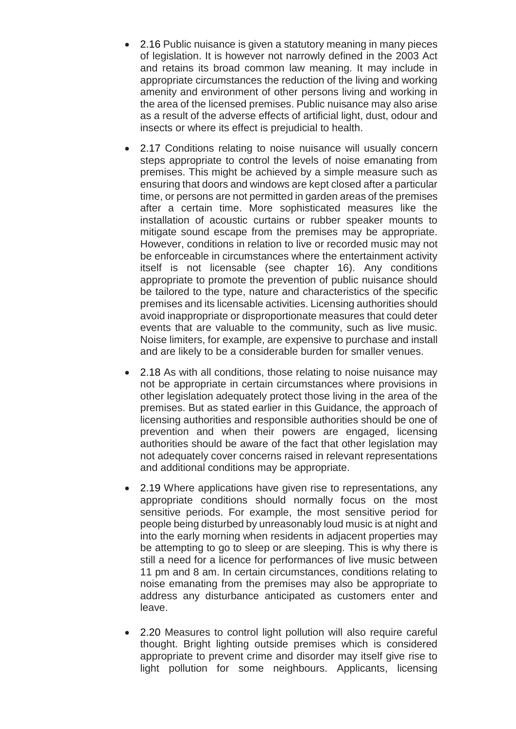- 2.16 Public nuisance is given a statutory meaning in many pieces of legislation. It is however not narrowly defined in the 2003 Act and retains its broad common law meaning. It may include in appropriate circumstances the reduction of the living and working amenity and environment of other persons living and working in the area of the licensed premises. Public nuisance may also arise as a result of the adverse effects of artificial light, dust, odour and insects or where its effect is prejudicial to health.

- 2.17 Conditions relating to noise nuisance will usually concern steps appropriate to control the levels of noise emanating from premises. This might be achieved by a simple measure such as ensuring that doors and windows are kept closed after a particular time, or persons are not permitted in garden areas of the premises after a certain time. More sophisticated measures like the installation of acoustic curtains or rubber speaker mounts to mitigate sound escape from the premises may be appropriate. However, conditions in relation to live or recorded music may not be enforceable in circumstances where the entertainment activity itself is not licensable (see chapter 16). Any conditions appropriate to promote the prevention of public nuisance should be tailored to the type, nature and characteristics of the specific premises and its licensable activities. Licensing authorities should avoid inappropriate or disproportionate measures that could deter events that are valuable to the community, such as live music. Noise limiters, for example, are expensive to purchase and install and are likely to be a considerable burden for smaller venues.

- 2.18 As with all conditions, those relating to noise nuisance may not be appropriate in certain circumstances where provisions in other legislation adequately protect those living in the area of the premises. But as stated earlier in this Guidance, the approach of licensing authorities and responsible authorities should be one of prevention and when their powers are engaged, licensing authorities should be aware of the fact that other legislation may not adequately cover concerns raised in relevant representations and additional conditions may be appropriate.

- 2.19 Where applications have given rise to representations, any appropriate conditions should normally focus on the most sensitive periods. For example, the most sensitive period for people being disturbed by unreasonably loud music is at night and into the early morning when residents in adjacent properties may be attempting to go to sleep or are sleeping. This is why there is still a need for a licence for performances of live music between 11 pm and 8 am. In certain circumstances, conditions relating to noise emanating from the premises may also be appropriate to address any disturbance anticipated as customers enter and leave.

- 2.20 Measures to control light pollution will also require careful thought. Bright lighting outside premises which is considered appropriate to prevent crime and disorder may itself give rise to light pollution for some neighbours. Applicants, licensing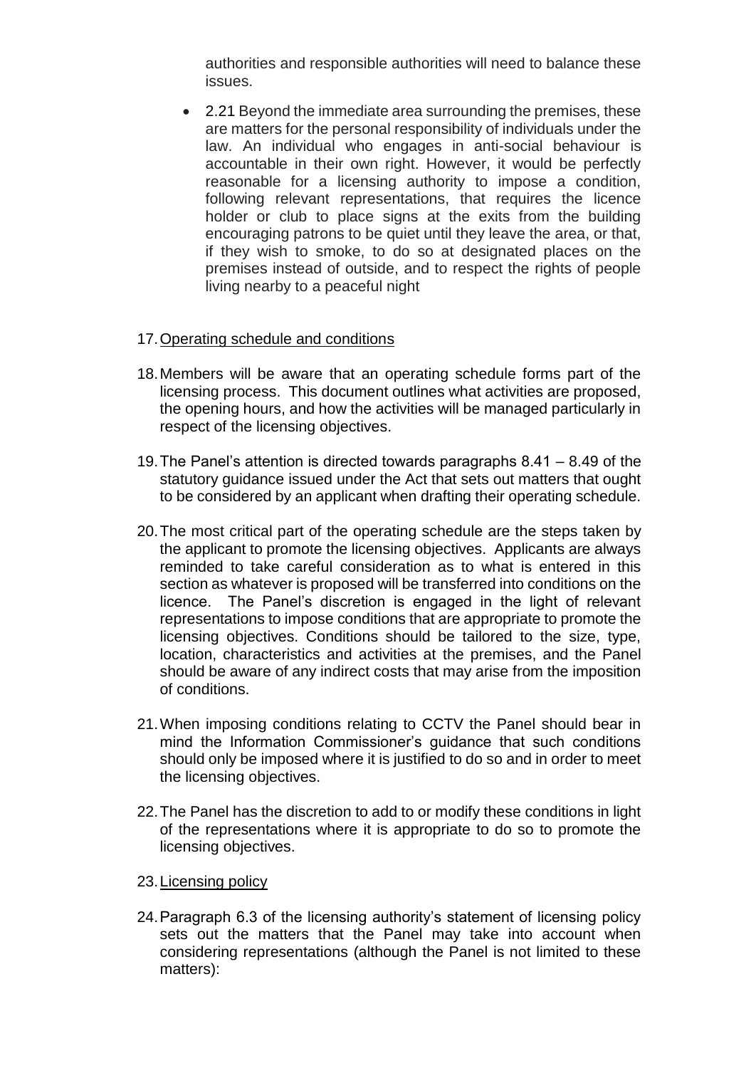authorities and responsible authorities will need to balance these issues.

- 2.21 Beyond the immediate area surrounding the premises, these are matters for the personal responsibility of individuals under the law. An individual who engages in anti-social behaviour is accountable in their own right. However, it would be perfectly reasonable for a licensing authority to impose a condition, following relevant representations, that requires the licence holder or club to place signs at the exits from the building encouraging patrons to be quiet until they leave the area, or that, if they wish to smoke, to do so at designated places on the premises instead of outside, and to respect the rights of people living nearby to a peaceful night

17. Operating schedule and conditions

18. Members will be aware that an operating schedule forms part of the licensing process. This document outlines what activities are proposed, the opening hours, and how the activities will be managed particularly in respect of the licensing objectives.

19. The Panel's attention is directed towards paragraphs 8.41 – 8.49 of the statutory guidance issued under the Act that sets out matters that ought to be considered by an applicant when drafting their operating schedule.

20. The most critical part of the operating schedule are the steps taken by the applicant to promote the licensing objectives. Applicants are always reminded to take careful consideration as to what is entered in this section as whatever is proposed will be transferred into conditions on the licence. The Panel's discretion is engaged in the light of relevant representations to impose conditions that are appropriate to promote the licensing objectives. Conditions should be tailored to the size, type, location, characteristics and activities at the premises, and the Panel should be aware of any indirect costs that may arise from the imposition of conditions.

21. When imposing conditions relating to CCTV the Panel should bear in mind the Information Commissioner's guidance that such conditions should only be imposed where it is justified to do so and in order to meet the licensing objectives.

22. The Panel has the discretion to add to or modify these conditions in light of the representations where it is appropriate to do so to promote the licensing objectives.

23. Licensing policy

24. Paragraph 6.3 of the licensing authority's statement of licensing policy sets out the matters that the Panel may take into account when considering representations (although the Panel is not limited to these matters):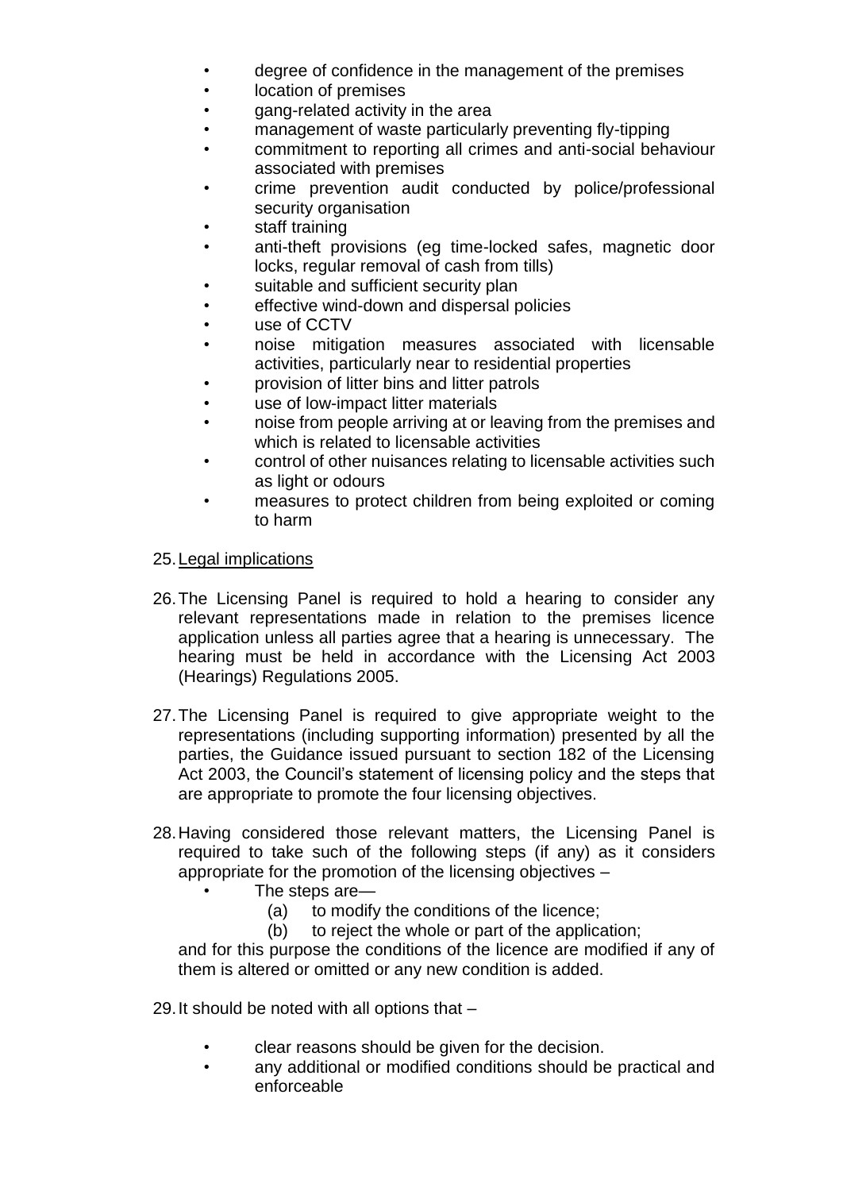- degree of confidence in the management of the premises
- location of premises
- gang-related activity in the area
- management of waste particularly preventing fly-tipping
- commitment to reporting all crimes and anti-social behaviour associated with premises
- crime prevention audit conducted by police/professional security organisation
- staff training
- anti-theft provisions (eg time-locked safes, magnetic door locks, regular removal of cash from tills)
- suitable and sufficient security plan
- effective wind-down and dispersal policies
- use of CCTV
- noise mitigation measures associated with licensable activities, particularly near to residential properties
- provision of litter bins and litter patrols
- use of low-impact litter materials
- noise from people arriving at or leaving from the premises and which is related to licensable activities
- control of other nuisances relating to licensable activities such as light or odours
- measures to protect children from being exploited or coming to harm

25. Legal implications

26. The Licensing Panel is required to hold a hearing to consider any relevant representations made in relation to the premises licence application unless all parties agree that a hearing is unnecessary. The hearing must be held in accordance with the Licensing Act 2003 (Hearings) Regulations 2005.

27. The Licensing Panel is required to give appropriate weight to the representations (including supporting information) presented by all the parties, the Guidance issued pursuant to section 182 of the Licensing Act 2003, the Council's statement of licensing policy and the steps that are appropriate to promote the four licensing objectives.

28. Having considered those relevant matters, the Licensing Panel is required to take such of the following steps (if any) as it considers appropriate for the promotion of the licensing objectives –
    - The steps are—
        - (a) to modify the conditions of the licence;
        - (b) to reject the whole or part of the application;

    and for this purpose the conditions of the licence are modified if any of them is altered or omitted or any new condition is added.

29. It should be noted with all options that –
    - clear reasons should be given for the decision.
    - any additional or modified conditions should be practical and enforceable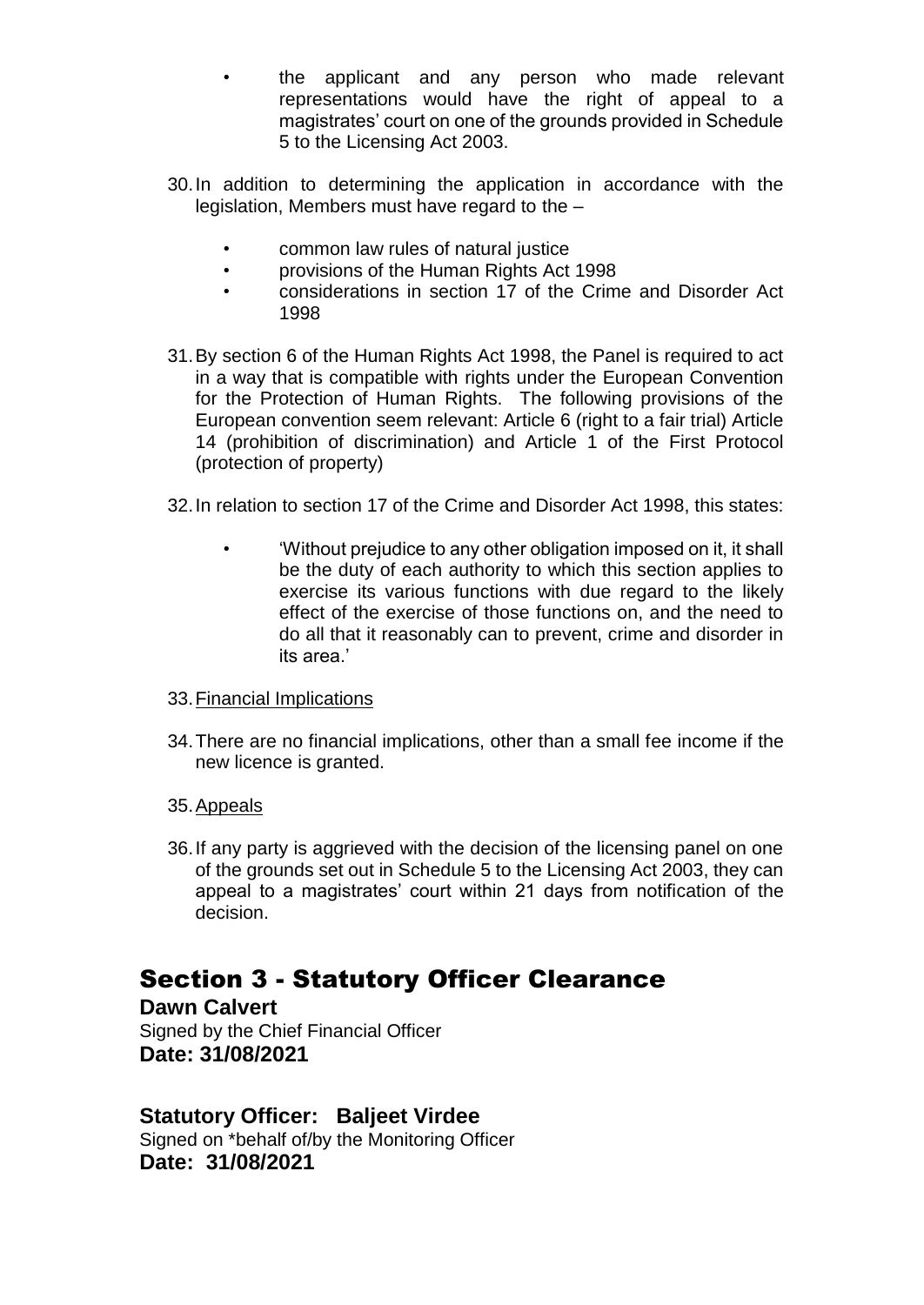- the applicant and any person who made relevant representations would have the right of appeal to a magistrates' court on one of the grounds provided in Schedule 5 to the Licensing Act 2003.

30. In addition to determining the application in accordance with the legislation, Members must have regard to the –

    - common law rules of natural justice
    - provisions of the Human Rights Act 1998
    - considerations in section 17 of the Crime and Disorder Act 1998

31. By section 6 of the Human Rights Act 1998, the Panel is required to act in a way that is compatible with rights under the European Convention for the Protection of Human Rights. The following provisions of the European convention seem relevant: Article 6 (right to a fair trial) Article 14 (prohibition of discrimination) and Article 1 of the First Protocol (protection of property)

32. In relation to section 17 of the Crime and Disorder Act 1998, this states:

    - 'Without prejudice to any other obligation imposed on it, it shall be the duty of each authority to which this section applies to exercise its various functions with due regard to the likely effect of the exercise of those functions on, and the need to do all that it reasonably can to prevent, crime and disorder in its area.'

33. Financial Implications

34. There are no financial implications, other than a small fee income if the new licence is granted.

35. Appeals

36. If any party is aggrieved with the decision of the licensing panel on one of the grounds set out in Schedule 5 to the Licensing Act 2003, they can appeal to a magistrates' court within 21 days from notification of the decision.

# Section 3 - Statutory Officer Clearance

**Dawn Calvert**
Signed by the Chief Financial Officer
**Date: 31/08/2021**

**Statutory Officer: Baljeet Virdee**
Signed on *behalf of/by the Monitoring Officer
**Date: 31/08/2021**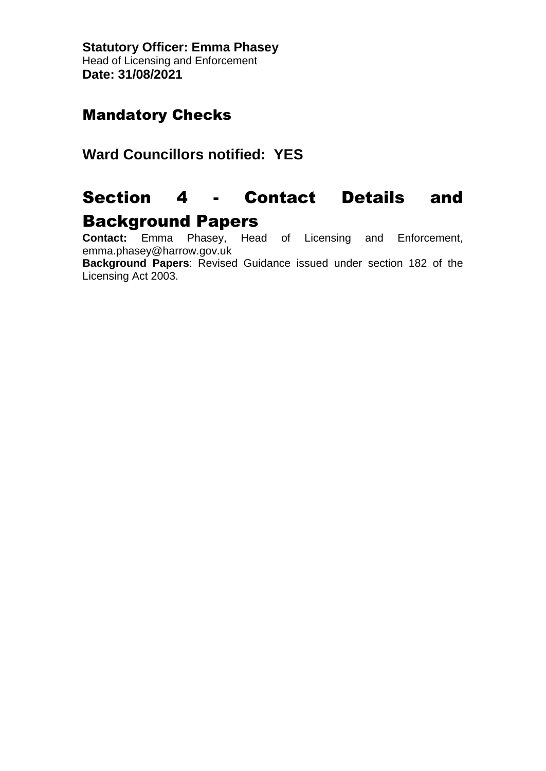**Statutory Officer: Emma Phasey**
Head of Licensing and Enforcement
**Date: 31/08/2021**

## Mandatory Checks

**Ward Councillors notified: YES**

## Section 4 - Contact Details and Background Papers

**Contact:** Emma Phasey, Head of Licensing and Enforcement, emma.phasey@harrow.gov.uk

**Background Papers**: Revised Guidance issued under section 182 of the Licensing Act 2003.